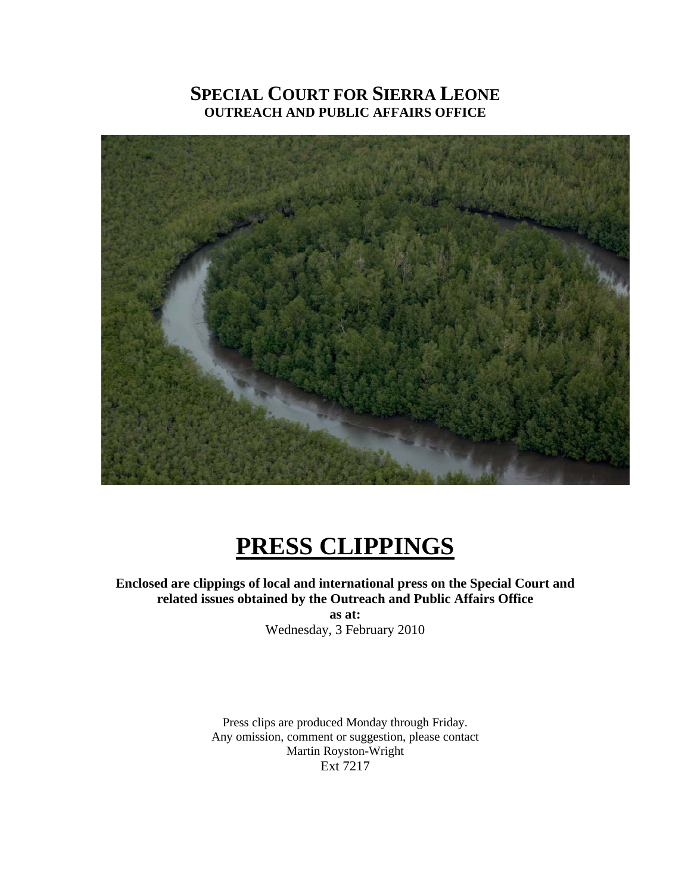# SPECIAL COURT FOR SIERRA LEONE

**OUTREACH AND PUBLIC AFFAIRS OFFICE**

# PRESS CLIPPINGS

**Enclosed are clippings of local and international press on the Special Court and related issues obtained by the Outreach and Public Affairs Office**

**as at:**

Wednesday, 3 February 2010

Press clips are produced Monday through Friday.

Any omission, comment or suggestion, please contact

Martin Royston-Wright

Ext 7217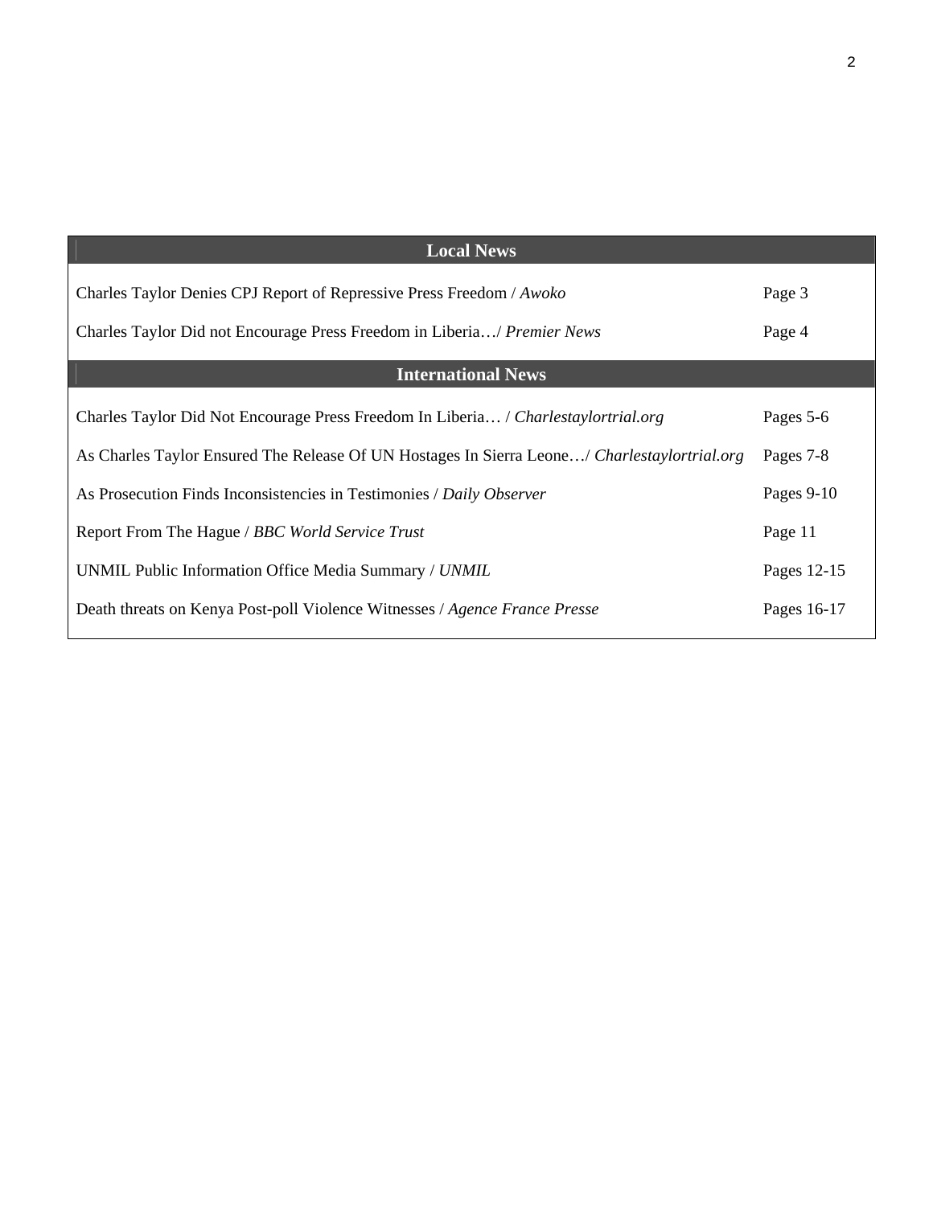| Local News | |
|---|---|
| Charles Taylor Denies CPJ Report of Repressive Press Freedom / *Awoko* | Page 3 |
| Charles Taylor Did not Encourage Press Freedom in Liberia…/ *Premier News* | Page 4 |
| **International News** | |
| Charles Taylor Did Not Encourage Press Freedom In Liberia… / *Charlestaylortrial.org* | Pages 5-6 |
| As Charles Taylor Ensured The Release Of UN Hostages In Sierra Leone…/ *Charlestaylortrial.org* | Pages 7-8 |
| As Prosecution Finds Inconsistencies in Testimonies / *Daily Observer* | Pages 9-10 |
| Report From The Hague / *BBC World Service Trust* | Page 11 |
| UNMIL Public Information Office Media Summary / *UNMIL* | Pages 12-15 |
| Death threats on Kenya Post-poll Violence Witnesses / *Agence France Presse* | Pages 16-17 |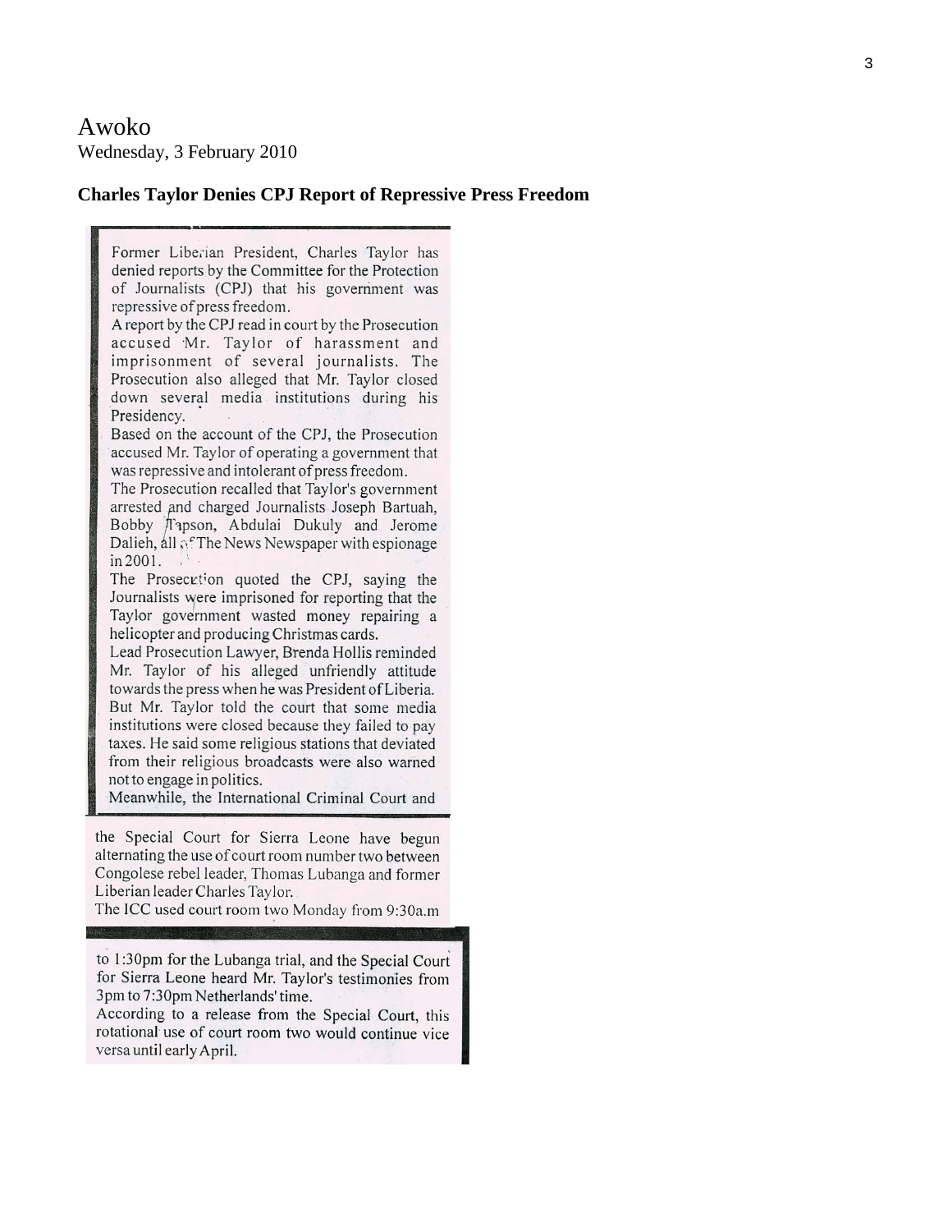Awoko

Wednesday, 3 February 2010

**Charles Taylor Denies CPJ Report of Repressive Press Freedom**

Former Liberian President, Charles Taylor has denied reports by the Committee for the Protection of Journalists (CPJ) that his government was repressive of press freedom.

A report by the CPJ read in court by the Prosecution accused Mr. Taylor of harassment and imprisonment of several journalists. The Prosecution also alleged that Mr. Taylor closed down several media institutions during his Presidency.

Based on the account of the CPJ, the Prosecution accused Mr. Taylor of operating a government that was repressive and intolerant of press freedom.

The Prosecution recalled that Taylor's government arrested and charged Journalists Joseph Bartuah, Bobby Tapson, Abdulai Dukuly and Jerome Dalieh, all of The News Newspaper with espionage in 2001.

The Prosecution quoted the CPJ, saying the Journalists were imprisoned for reporting that the Taylor government wasted money repairing a helicopter and producing Christmas cards.

Lead Prosecution Lawyer, Brenda Hollis reminded Mr. Taylor of his alleged unfriendly attitude towards the press when he was President of Liberia.

But Mr. Taylor told the court that some media institutions were closed because they failed to pay taxes. He said some religious stations that deviated from their religious broadcasts were also warned not to engage in politics.

Meanwhile, the International Criminal Court and the Special Court for Sierra Leone have begun alternating the use of court room number two between Congolese rebel leader, Thomas Lubanga and former Liberian leader Charles Taylor.

The ICC used court room two Monday from 9:30a.m to 1:30pm for the Lubanga trial, and the Special Court for Sierra Leone heard Mr. Taylor's testimonies from 3pm to 7:30pm Netherlands' time.

According to a release from the Special Court, this rotational use of court room two would continue vice versa until early April.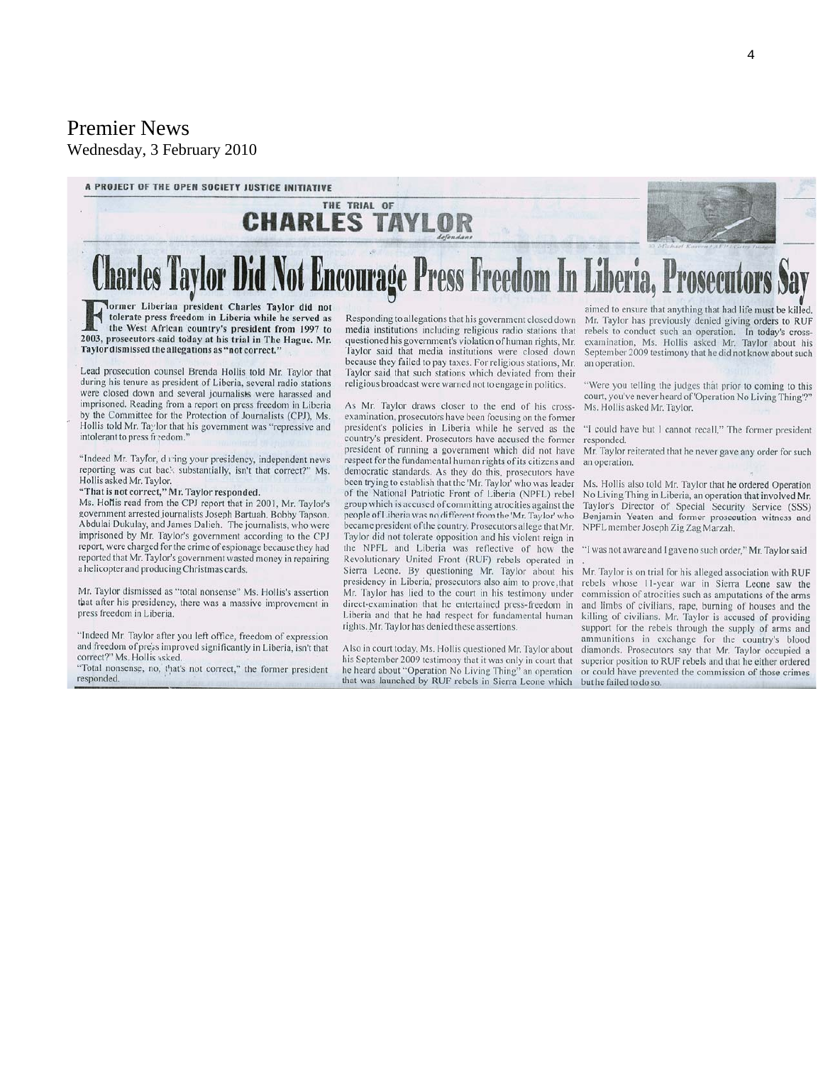# Premier News

Wednesday, 3 February 2010

A PROJECT OF THE OPEN SOCIETY JUSTICE INITIATIVE

THE TRIAL OF CHARLES TAYLOR

## Charles Taylor Did Not Encourage Press Freedom In Liberia, Prosecutors Say

**Former Liberian president Charles Taylor did not tolerate press freedom in Liberia while he served as the West African country's president from 1997 to 2003, prosecutors said today at his trial in The Hague. Mr. Taylor dismissed the allegations as "not correct."**

Lead prosecution counsel Brenda Hollis told Mr. Taylor that during his tenure as president of Liberia, several radio stations were closed down and several journalists were harassed and imprisoned. Reading from a report on press freedom in Liberia by the Committee for the Protection of Journalists (CPJ), Ms. Hollis told Mr. Taylor that his government was "repressive and intolerant to press freedom."

"Indeed Mr. Taylor, during your presidency, independent news reporting was cut back substantially, isn't that correct?" Ms. Hollis asked Mr. Taylor.

**"That is not correct," Mr. Taylor responded.**

Ms. Hollis read from the CPJ report that in 2001, Mr. Taylor's government arrested journalists Joseph Bartuah, Bobby Tapson, Abdulai Dukulay, and James Dalieh. The journalists, who were imprisoned by Mr. Taylor's government according to the CPJ report, were charged for the crime of espionage because they had reported that Mr. Taylor's government wasted money in repairing a helicopter and producing Christmas cards.

Mr. Taylor dismissed as "total nonsense" Ms. Hollis's assertion that after his presidency, there was a massive improvement in press freedom in Liberia.

"Indeed Mr Taylor after you left office, freedom of expression and freedom of press improved significantly in Liberia, isn't that correct?" Ms. Hollis asked.

"Total nonsense, no, that's not correct," the former president responded.

Responding to allegations that his government closed down media institutions including religious radio stations that questioned his government's violation of human rights, Mr. Taylor said that media institutions were closed down because they failed to pay taxes. For religious stations, Mr. Taylor said that such stations which deviated from their religious broadcast were warned not to engage in politics.

As Mr. Taylor draws closer to the end of his cross-examination, prosecutors have been focusing on the former president's policies in Liberia while he served as the country's president. Prosecutors have accused the former president of running a government which did not have respect for the fundamental human rights of its citizens and democratic standards. As they do this, prosecutors have been trying to establish that the 'Mr. Taylor' who was leader of the National Patriotic Front of Liberia (NPFL) rebel group which is accused of committing atrocities against the people of Liberia was no different from the 'Mr. Taylor' who became president of the country. Prosecutors allege that Mr. Taylor did not tolerate opposition and his violent reign in the NPFL and Liberia was reflective of how the Revolutionary United Front (RUF) rebels operated in Sierra Leone. By questioning Mr. Taylor about his presidency in Liberia, prosecutors also aim to prove that Mr. Taylor has lied to the court in his testimony under direct-examination that he entertained press-freedom in Liberia and that he had respect for fundamental human rights. Mr. Taylor has denied these assertions.

Also in court today, Ms. Hollis questioned Mr. Taylor about his September 2009 testimony that it was only in court that he heard about "Operation No Living Thing" an operation that was launched by RUF rebels in Sierra Leone which aimed to ensure that anything that had life must be killed. Mr. Taylor has previously denied giving orders to RUF rebels to conduct such an operation. In today's cross-examination, Ms. Hollis asked Mr. Taylor about his September 2009 testimony that he did not know about such an operation.

"Were you telling the judges that prior to coming to this court, you've never heard of 'Operation No Living Thing'?" Ms. Hollis asked Mr. Taylor.

"I could have but I cannot recall," The former president responded.

Mr. Taylor reiterated that he never gave any order for such an operation.

Ms. Hollis also told Mr. Taylor that he ordered Operation No Living Thing in Liberia, an operation that involved Mr. Taylor's Director of Special Security Service (SSS) Benjamin Yeaten and former prosecution witness and NPFL member Joseph Zig Zag Marzah.

"I was not aware and I gave no such order," Mr. Taylor said.

Mr. Taylor is on trial for his alleged association with RUF rebels whose 11-year war in Sierra Leone saw the commission of atrocities such as amputations of the arms and limbs of civilians, rape, burning of houses and the killing of civilians. Mr. Taylor is accused of providing support for the rebels through the supply of arms and ammunitions in exchange for the country's blood diamonds. Prosecutors say that Mr. Taylor occupied a superior position to RUF rebels and that he either ordered or could have prevented the commission of those crimes but he failed to do so.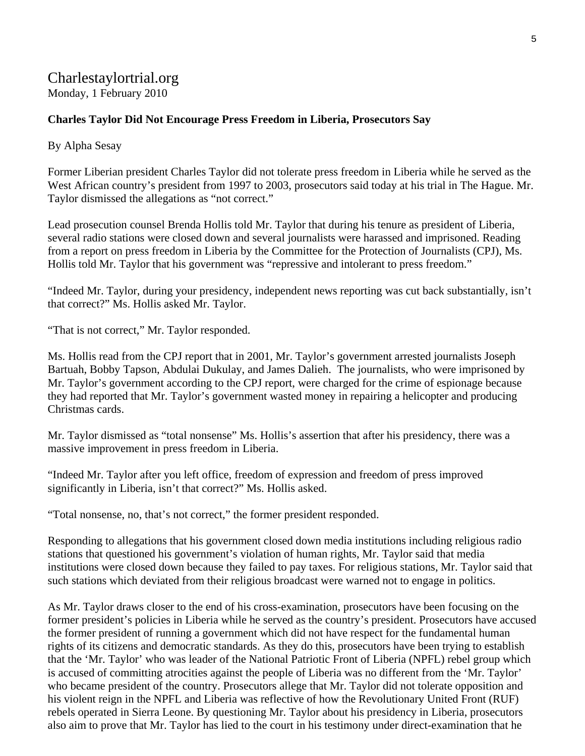Charlestaylortrial.org
Monday, 1 February 2010

**Charles Taylor Did Not Encourage Press Freedom in Liberia, Prosecutors Say**

By Alpha Sesay

Former Liberian president Charles Taylor did not tolerate press freedom in Liberia while he served as the West African country's president from 1997 to 2003, prosecutors said today at his trial in The Hague. Mr. Taylor dismissed the allegations as "not correct."

Lead prosecution counsel Brenda Hollis told Mr. Taylor that during his tenure as president of Liberia, several radio stations were closed down and several journalists were harassed and imprisoned. Reading from a report on press freedom in Liberia by the Committee for the Protection of Journalists (CPJ), Ms. Hollis told Mr. Taylor that his government was "repressive and intolerant to press freedom."

"Indeed Mr. Taylor, during your presidency, independent news reporting was cut back substantially, isn't that correct?" Ms. Hollis asked Mr. Taylor.

"That is not correct," Mr. Taylor responded.

Ms. Hollis read from the CPJ report that in 2001, Mr. Taylor's government arrested journalists Joseph Bartuah, Bobby Tapson, Abdulai Dukulay, and James Dalieh. The journalists, who were imprisoned by Mr. Taylor's government according to the CPJ report, were charged for the crime of espionage because they had reported that Mr. Taylor's government wasted money in repairing a helicopter and producing Christmas cards.

Mr. Taylor dismissed as "total nonsense" Ms. Hollis's assertion that after his presidency, there was a massive improvement in press freedom in Liberia.

"Indeed Mr. Taylor after you left office, freedom of expression and freedom of press improved significantly in Liberia, isn't that correct?" Ms. Hollis asked.

"Total nonsense, no, that's not correct," the former president responded.

Responding to allegations that his government closed down media institutions including religious radio stations that questioned his government's violation of human rights, Mr. Taylor said that media institutions were closed down because they failed to pay taxes. For religious stations, Mr. Taylor said that such stations which deviated from their religious broadcast were warned not to engage in politics.

As Mr. Taylor draws closer to the end of his cross-examination, prosecutors have been focusing on the former president's policies in Liberia while he served as the country's president. Prosecutors have accused the former president of running a government which did not have respect for the fundamental human rights of its citizens and democratic standards. As they do this, prosecutors have been trying to establish that the 'Mr. Taylor' who was leader of the National Patriotic Front of Liberia (NPFL) rebel group which is accused of committing atrocities against the people of Liberia was no different from the 'Mr. Taylor' who became president of the country. Prosecutors allege that Mr. Taylor did not tolerate opposition and his violent reign in the NPFL and Liberia was reflective of how the Revolutionary United Front (RUF) rebels operated in Sierra Leone. By questioning Mr. Taylor about his presidency in Liberia, prosecutors also aim to prove that Mr. Taylor has lied to the court in his testimony under direct-examination that he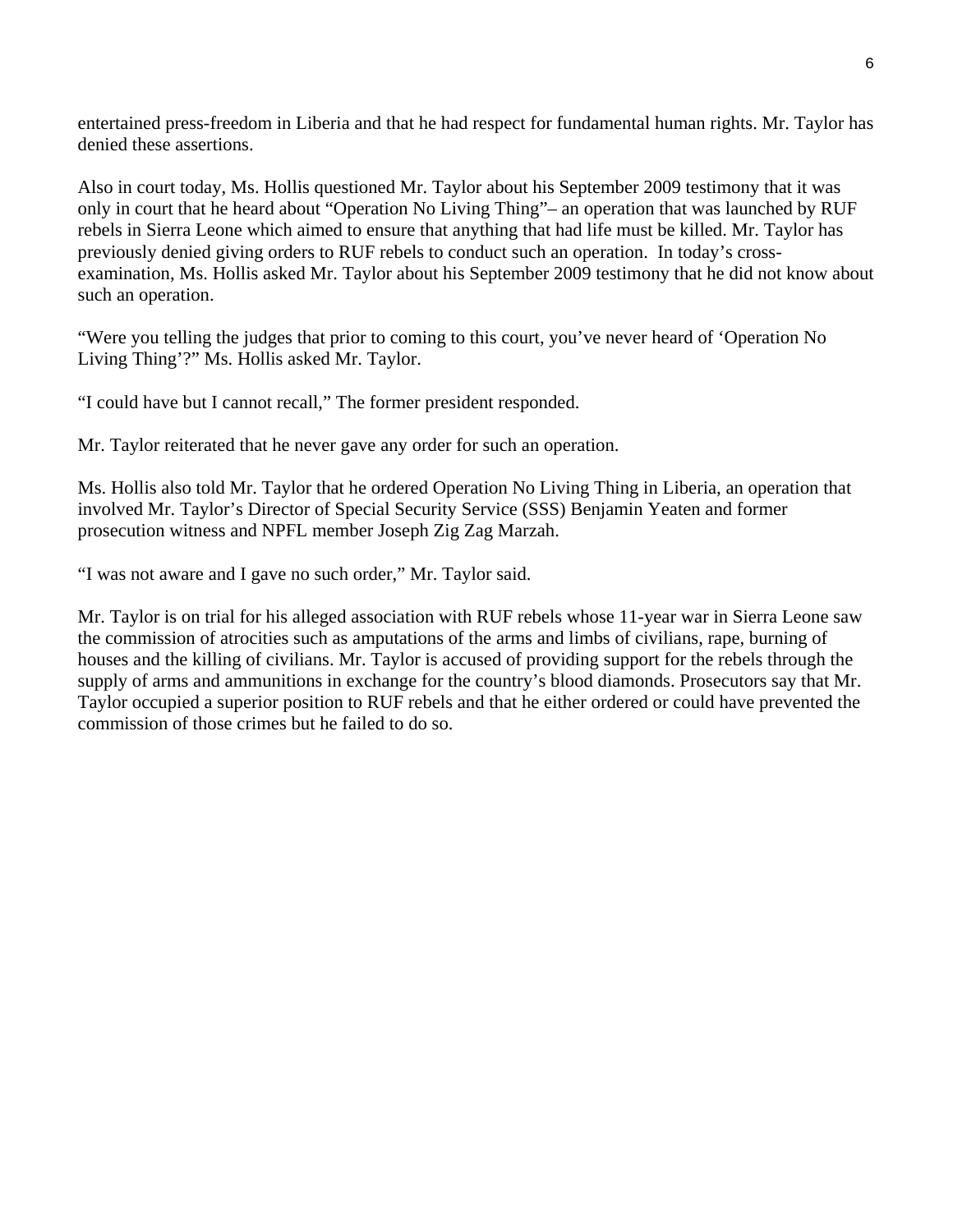entertained press-freedom in Liberia and that he had respect for fundamental human rights. Mr. Taylor has denied these assertions.

Also in court today, Ms. Hollis questioned Mr. Taylor about his September 2009 testimony that it was only in court that he heard about "Operation No Living Thing"– an operation that was launched by RUF rebels in Sierra Leone which aimed to ensure that anything that had life must be killed. Mr. Taylor has previously denied giving orders to RUF rebels to conduct such an operation. In today's cross-examination, Ms. Hollis asked Mr. Taylor about his September 2009 testimony that he did not know about such an operation.

"Were you telling the judges that prior to coming to this court, you've never heard of 'Operation No Living Thing'?" Ms. Hollis asked Mr. Taylor.

"I could have but I cannot recall," The former president responded.

Mr. Taylor reiterated that he never gave any order for such an operation.

Ms. Hollis also told Mr. Taylor that he ordered Operation No Living Thing in Liberia, an operation that involved Mr. Taylor's Director of Special Security Service (SSS) Benjamin Yeaten and former prosecution witness and NPFL member Joseph Zig Zag Marzah.

"I was not aware and I gave no such order," Mr. Taylor said.

Mr. Taylor is on trial for his alleged association with RUF rebels whose 11-year war in Sierra Leone saw the commission of atrocities such as amputations of the arms and limbs of civilians, rape, burning of houses and the killing of civilians. Mr. Taylor is accused of providing support for the rebels through the supply of arms and ammunitions in exchange for the country's blood diamonds. Prosecutors say that Mr. Taylor occupied a superior position to RUF rebels and that he either ordered or could have prevented the commission of those crimes but he failed to do so.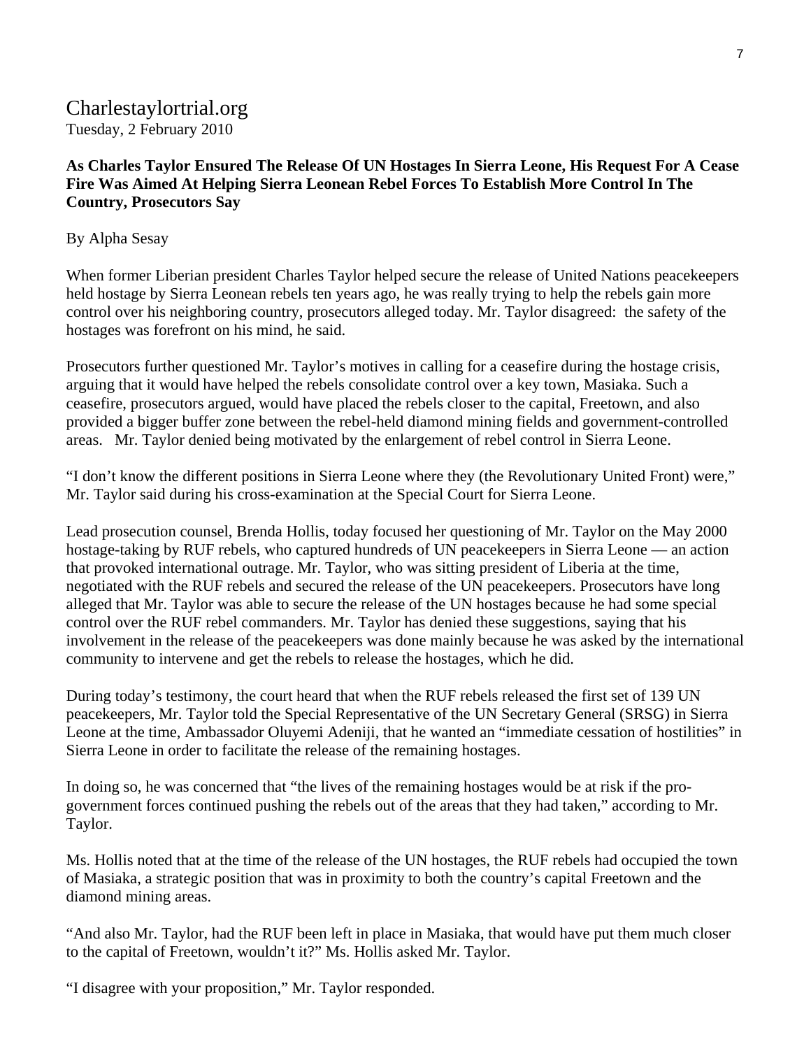# Charlestaylortrial.org

Tuesday, 2 February 2010

**As Charles Taylor Ensured The Release Of UN Hostages In Sierra Leone, His Request For A Cease Fire Was Aimed At Helping Sierra Leonean Rebel Forces To Establish More Control In The Country, Prosecutors Say**

By Alpha Sesay

When former Liberian president Charles Taylor helped secure the release of United Nations peacekeepers held hostage by Sierra Leonean rebels ten years ago, he was really trying to help the rebels gain more control over his neighboring country, prosecutors alleged today. Mr. Taylor disagreed: the safety of the hostages was forefront on his mind, he said.

Prosecutors further questioned Mr. Taylor's motives in calling for a ceasefire during the hostage crisis, arguing that it would have helped the rebels consolidate control over a key town, Masiaka. Such a ceasefire, prosecutors argued, would have placed the rebels closer to the capital, Freetown, and also provided a bigger buffer zone between the rebel-held diamond mining fields and government-controlled areas. Mr. Taylor denied being motivated by the enlargement of rebel control in Sierra Leone.

"I don't know the different positions in Sierra Leone where they (the Revolutionary United Front) were," Mr. Taylor said during his cross-examination at the Special Court for Sierra Leone.

Lead prosecution counsel, Brenda Hollis, today focused her questioning of Mr. Taylor on the May 2000 hostage-taking by RUF rebels, who captured hundreds of UN peacekeepers in Sierra Leone — an action that provoked international outrage. Mr. Taylor, who was sitting president of Liberia at the time, negotiated with the RUF rebels and secured the release of the UN peacekeepers. Prosecutors have long alleged that Mr. Taylor was able to secure the release of the UN hostages because he had some special control over the RUF rebel commanders. Mr. Taylor has denied these suggestions, saying that his involvement in the release of the peacekeepers was done mainly because he was asked by the international community to intervene and get the rebels to release the hostages, which he did.

During today's testimony, the court heard that when the RUF rebels released the first set of 139 UN peacekeepers, Mr. Taylor told the Special Representative of the UN Secretary General (SRSG) in Sierra Leone at the time, Ambassador Oluyemi Adeniji, that he wanted an "immediate cessation of hostilities" in Sierra Leone in order to facilitate the release of the remaining hostages.

In doing so, he was concerned that "the lives of the remaining hostages would be at risk if the pro-government forces continued pushing the rebels out of the areas that they had taken," according to Mr. Taylor.

Ms. Hollis noted that at the time of the release of the UN hostages, the RUF rebels had occupied the town of Masiaka, a strategic position that was in proximity to both the country's capital Freetown and the diamond mining areas.

"And also Mr. Taylor, had the RUF been left in place in Masiaka, that would have put them much closer to the capital of Freetown, wouldn't it?" Ms. Hollis asked Mr. Taylor.

"I disagree with your proposition," Mr. Taylor responded.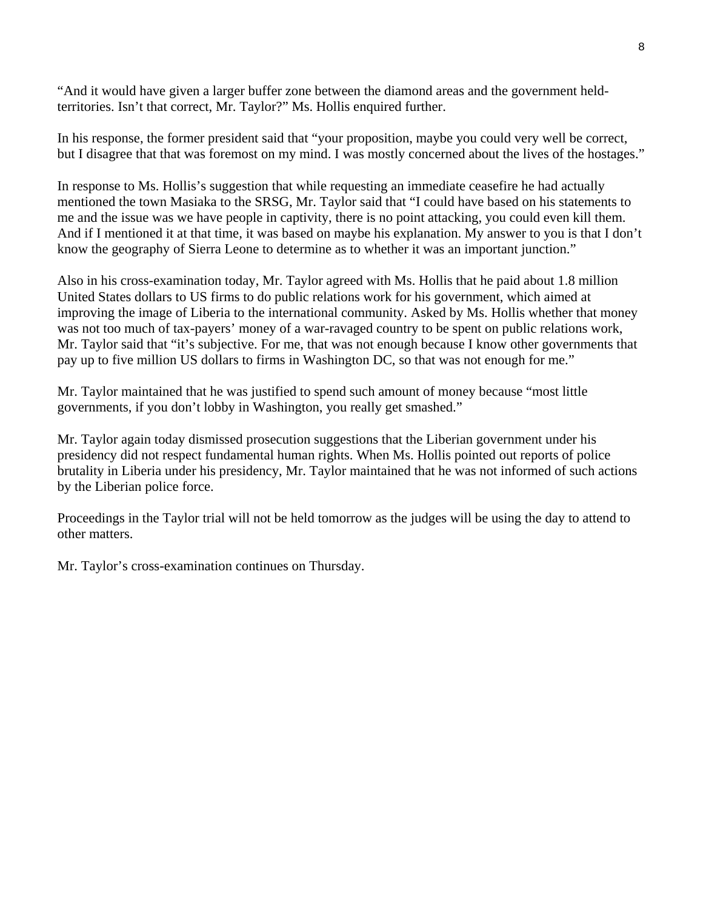"And it would have given a larger buffer zone between the diamond areas and the government held-territories. Isn't that correct, Mr. Taylor?" Ms. Hollis enquired further.

In his response, the former president said that "your proposition, maybe you could very well be correct, but I disagree that that was foremost on my mind. I was mostly concerned about the lives of the hostages."

In response to Ms. Hollis's suggestion that while requesting an immediate ceasefire he had actually mentioned the town Masiaka to the SRSG, Mr. Taylor said that "I could have based on his statements to me and the issue was we have people in captivity, there is no point attacking, you could even kill them. And if I mentioned it at that time, it was based on maybe his explanation. My answer to you is that I don't know the geography of Sierra Leone to determine as to whether it was an important junction."

Also in his cross-examination today, Mr. Taylor agreed with Ms. Hollis that he paid about 1.8 million United States dollars to US firms to do public relations work for his government, which aimed at improving the image of Liberia to the international community. Asked by Ms. Hollis whether that money was not too much of tax-payers' money of a war-ravaged country to be spent on public relations work, Mr. Taylor said that "it's subjective. For me, that was not enough because I know other governments that pay up to five million US dollars to firms in Washington DC, so that was not enough for me."

Mr. Taylor maintained that he was justified to spend such amount of money because "most little governments, if you don't lobby in Washington, you really get smashed."

Mr. Taylor again today dismissed prosecution suggestions that the Liberian government under his presidency did not respect fundamental human rights. When Ms. Hollis pointed out reports of police brutality in Liberia under his presidency, Mr. Taylor maintained that he was not informed of such actions by the Liberian police force.

Proceedings in the Taylor trial will not be held tomorrow as the judges will be using the day to attend to other matters.

Mr. Taylor's cross-examination continues on Thursday.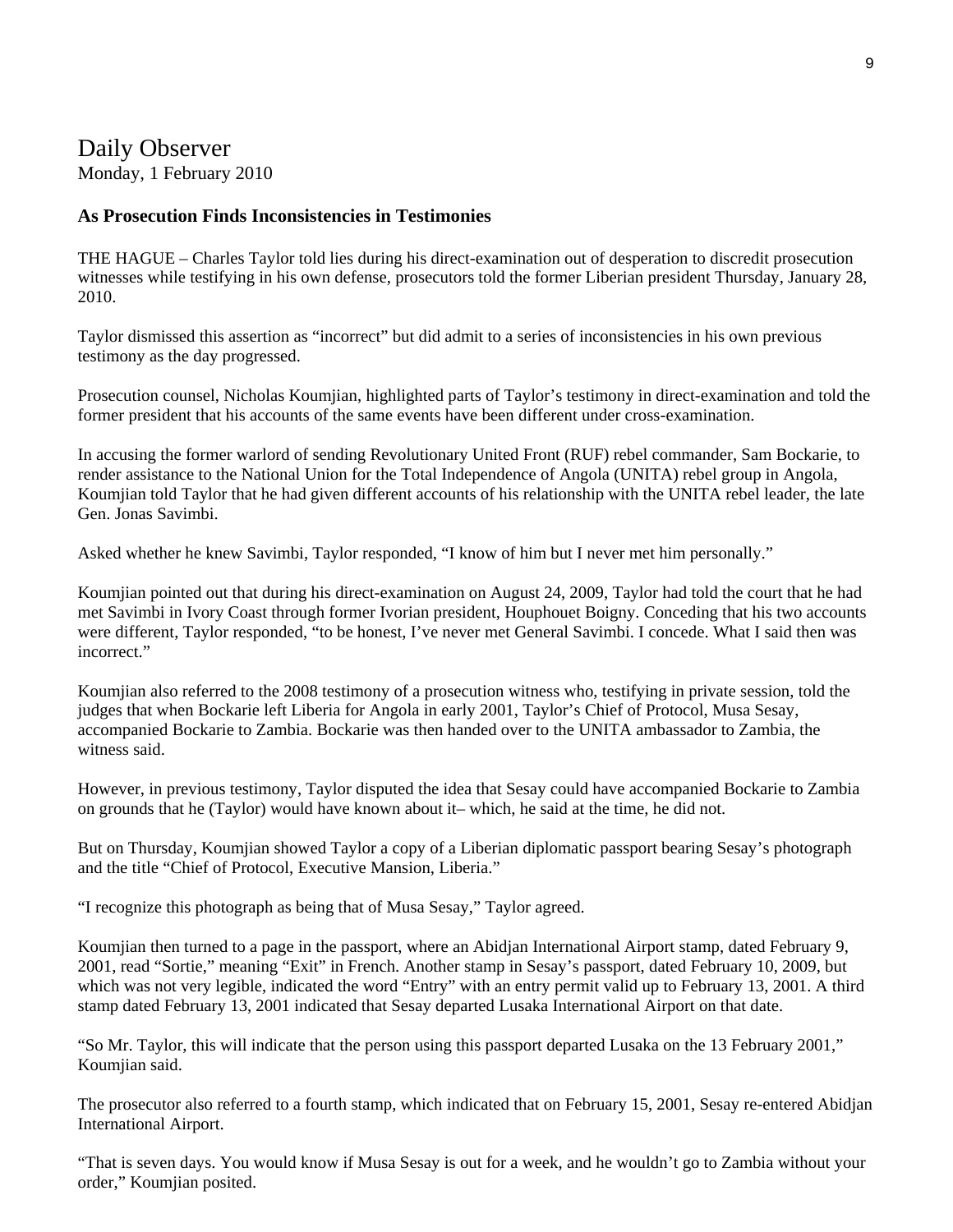# Daily Observer

Monday, 1 February 2010

### As Prosecution Finds Inconsistencies in Testimonies

THE HAGUE – Charles Taylor told lies during his direct-examination out of desperation to discredit prosecution witnesses while testifying in his own defense, prosecutors told the former Liberian president Thursday, January 28, 2010.

Taylor dismissed this assertion as "incorrect" but did admit to a series of inconsistencies in his own previous testimony as the day progressed.

Prosecution counsel, Nicholas Koumjian, highlighted parts of Taylor's testimony in direct-examination and told the former president that his accounts of the same events have been different under cross-examination.

In accusing the former warlord of sending Revolutionary United Front (RUF) rebel commander, Sam Bockarie, to render assistance to the National Union for the Total Independence of Angola (UNITA) rebel group in Angola, Koumjian told Taylor that he had given different accounts of his relationship with the UNITA rebel leader, the late Gen. Jonas Savimbi.

Asked whether he knew Savimbi, Taylor responded, "I know of him but I never met him personally."

Koumjian pointed out that during his direct-examination on August 24, 2009, Taylor had told the court that he had met Savimbi in Ivory Coast through former Ivorian president, Houphouet Boigny. Conceding that his two accounts were different, Taylor responded, "to be honest, I've never met General Savimbi. I concede. What I said then was incorrect."

Koumjian also referred to the 2008 testimony of a prosecution witness who, testifying in private session, told the judges that when Bockarie left Liberia for Angola in early 2001, Taylor's Chief of Protocol, Musa Sesay, accompanied Bockarie to Zambia. Bockarie was then handed over to the UNITA ambassador to Zambia, the witness said.

However, in previous testimony, Taylor disputed the idea that Sesay could have accompanied Bockarie to Zambia on grounds that he (Taylor) would have known about it– which, he said at the time, he did not.

But on Thursday, Koumjian showed Taylor a copy of a Liberian diplomatic passport bearing Sesay's photograph and the title "Chief of Protocol, Executive Mansion, Liberia."

"I recognize this photograph as being that of Musa Sesay," Taylor agreed.

Koumjian then turned to a page in the passport, where an Abidjan International Airport stamp, dated February 9, 2001, read "Sortie," meaning "Exit" in French. Another stamp in Sesay's passport, dated February 10, 2009, but which was not very legible, indicated the word "Entry" with an entry permit valid up to February 13, 2001. A third stamp dated February 13, 2001 indicated that Sesay departed Lusaka International Airport on that date.

"So Mr. Taylor, this will indicate that the person using this passport departed Lusaka on the 13 February 2001," Koumjian said.

The prosecutor also referred to a fourth stamp, which indicated that on February 15, 2001, Sesay re-entered Abidjan International Airport.

"That is seven days. You would know if Musa Sesay is out for a week, and he wouldn't go to Zambia without your order," Koumjian posited.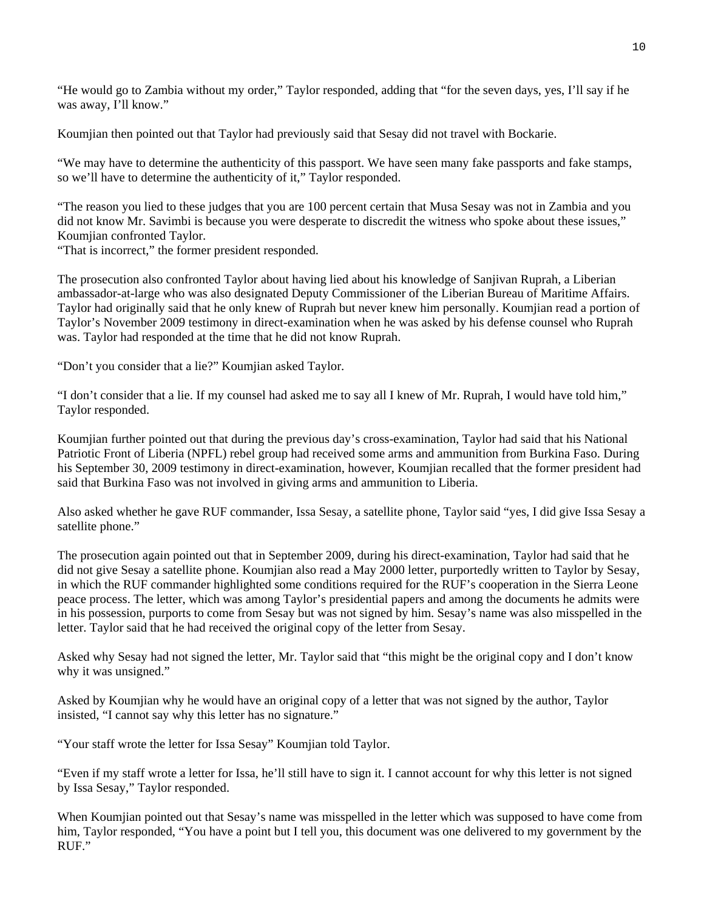"He would go to Zambia without my order," Taylor responded, adding that "for the seven days, yes, I'll say if he was away, I'll know."

Koumjian then pointed out that Taylor had previously said that Sesay did not travel with Bockarie.

"We may have to determine the authenticity of this passport. We have seen many fake passports and fake stamps, so we'll have to determine the authenticity of it," Taylor responded.

"The reason you lied to these judges that you are 100 percent certain that Musa Sesay was not in Zambia and you did not know Mr. Savimbi is because you were desperate to discredit the witness who spoke about these issues," Koumjian confronted Taylor.
"That is incorrect," the former president responded.

The prosecution also confronted Taylor about having lied about his knowledge of Sanjivan Ruprah, a Liberian ambassador-at-large who was also designated Deputy Commissioner of the Liberian Bureau of Maritime Affairs. Taylor had originally said that he only knew of Ruprah but never knew him personally. Koumjian read a portion of Taylor's November 2009 testimony in direct-examination when he was asked by his defense counsel who Ruprah was. Taylor had responded at the time that he did not know Ruprah.

"Don't you consider that a lie?" Koumjian asked Taylor.

"I don't consider that a lie. If my counsel had asked me to say all I knew of Mr. Ruprah, I would have told him," Taylor responded.

Koumjian further pointed out that during the previous day's cross-examination, Taylor had said that his National Patriotic Front of Liberia (NPFL) rebel group had received some arms and ammunition from Burkina Faso. During his September 30, 2009 testimony in direct-examination, however, Koumjian recalled that the former president had said that Burkina Faso was not involved in giving arms and ammunition to Liberia.

Also asked whether he gave RUF commander, Issa Sesay, a satellite phone, Taylor said "yes, I did give Issa Sesay a satellite phone."

The prosecution again pointed out that in September 2009, during his direct-examination, Taylor had said that he did not give Sesay a satellite phone. Koumjian also read a May 2000 letter, purportedly written to Taylor by Sesay, in which the RUF commander highlighted some conditions required for the RUF's cooperation in the Sierra Leone peace process. The letter, which was among Taylor's presidential papers and among the documents he admits were in his possession, purports to come from Sesay but was not signed by him. Sesay's name was also misspelled in the letter. Taylor said that he had received the original copy of the letter from Sesay.

Asked why Sesay had not signed the letter, Mr. Taylor said that "this might be the original copy and I don't know why it was unsigned."

Asked by Koumjian why he would have an original copy of a letter that was not signed by the author, Taylor insisted, "I cannot say why this letter has no signature."

"Your staff wrote the letter for Issa Sesay" Koumjian told Taylor.

"Even if my staff wrote a letter for Issa, he'll still have to sign it. I cannot account for why this letter is not signed by Issa Sesay," Taylor responded.

When Koumjian pointed out that Sesay's name was misspelled in the letter which was supposed to have come from him, Taylor responded, "You have a point but I tell you, this document was one delivered to my government by the RUF."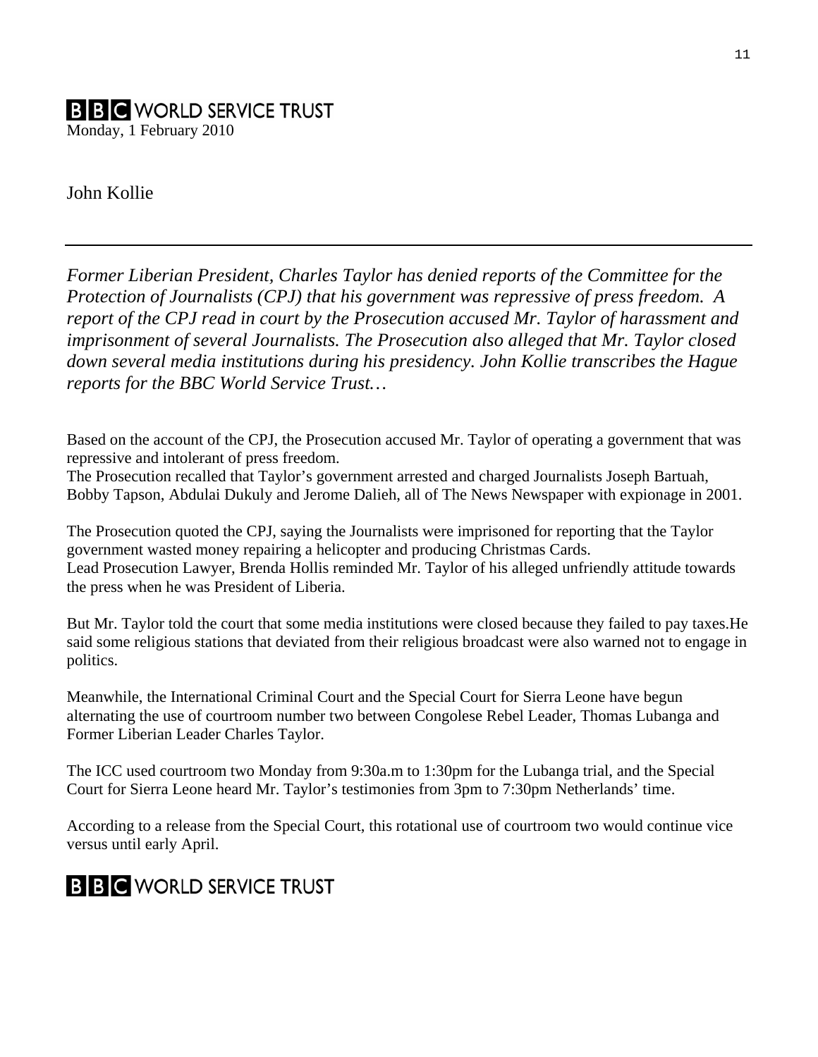**BBC WORLD SERVICE TRUST**

Monday, 1 February 2010

John Kollie

---

*Former Liberian President, Charles Taylor has denied reports of the Committee for the Protection of Journalists (CPJ) that his government was repressive of press freedom. A report of the CPJ read in court by the Prosecution accused Mr. Taylor of harassment and imprisonment of several Journalists. The Prosecution also alleged that Mr. Taylor closed down several media institutions during his presidency. John Kollie transcribes the Hague reports for the BBC World Service Trust…*

Based on the account of the CPJ, the Prosecution accused Mr. Taylor of operating a government that was repressive and intolerant of press freedom.
The Prosecution recalled that Taylor's government arrested and charged Journalists Joseph Bartuah, Bobby Tapson, Abdulai Dukuly and Jerome Dalieh, all of The News Newspaper with expionage in 2001.

The Prosecution quoted the CPJ, saying the Journalists were imprisoned for reporting that the Taylor government wasted money repairing a helicopter and producing Christmas Cards.
Lead Prosecution Lawyer, Brenda Hollis reminded Mr. Taylor of his alleged unfriendly attitude towards the press when he was President of Liberia.

But Mr. Taylor told the court that some media institutions were closed because they failed to pay taxes.He said some religious stations that deviated from their religious broadcast were also warned not to engage in politics.

Meanwhile, the International Criminal Court and the Special Court for Sierra Leone have begun alternating the use of courtroom number two between Congolese Rebel Leader, Thomas Lubanga and Former Liberian Leader Charles Taylor.

The ICC used courtroom two Monday from 9:30a.m to 1:30pm for the Lubanga trial, and the Special Court for Sierra Leone heard Mr. Taylor's testimonies from 3pm to 7:30pm Netherlands' time.

According to a release from the Special Court, this rotational use of courtroom two would continue vice versus until early April.

**BBC WORLD SERVICE TRUST**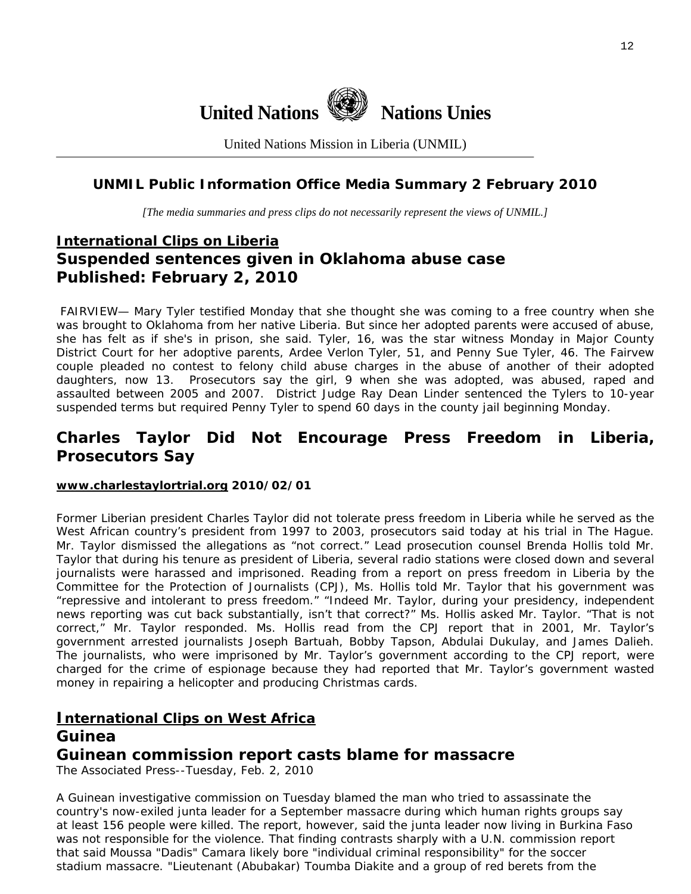# United Nations Nations Unies

United Nations Mission in Liberia (UNMIL)

## UNMIL Public Information Office Media Summary 2 February 2010

*[The media summaries and press clips do not necessarily represent the views of UNMIL.]*

## International Clips on Liberia

## Suspended sentences given in Oklahoma abuse case
## Published: February 2, 2010

FAIRVIEW— Mary Tyler testified Monday that she thought she was coming to a free country when she was brought to Oklahoma from her native Liberia. But since her adopted parents were accused of abuse, she has felt as if she's in prison, she said. Tyler, 16, was the star witness Monday in Major County District Court for her adoptive parents, Ardee Verlon Tyler, 51, and Penny Sue Tyler, 46. The Fairvew couple pleaded no contest to felony child abuse charges in the abuse of another of their adopted daughters, now 13. Prosecutors say the girl, 9 when she was adopted, was abused, raped and assaulted between 2005 and 2007. District Judge Ray Dean Linder sentenced the Tylers to 10-year suspended terms but required Penny Tyler to spend 60 days in the county jail beginning Monday.

## Charles Taylor Did Not Encourage Press Freedom in Liberia, Prosecutors Say

**www.charlestaylortrial.org 2010/02/01**

Former Liberian president Charles Taylor did not tolerate press freedom in Liberia while he served as the West African country's president from 1997 to 2003, prosecutors said today at his trial in The Hague. Mr. Taylor dismissed the allegations as "not correct." Lead prosecution counsel Brenda Hollis told Mr. Taylor that during his tenure as president of Liberia, several radio stations were closed down and several journalists were harassed and imprisoned. Reading from a report on press freedom in Liberia by the Committee for the Protection of Journalists (CPJ), Ms. Hollis told Mr. Taylor that his government was "repressive and intolerant to press freedom." "Indeed Mr. Taylor, during your presidency, independent news reporting was cut back substantially, isn't that correct?" Ms. Hollis asked Mr. Taylor. "That is not correct," Mr. Taylor responded. Ms. Hollis read from the CPJ report that in 2001, Mr. Taylor's government arrested journalists Joseph Bartuah, Bobby Tapson, Abdulai Dukulay, and James Dalieh. The journalists, who were imprisoned by Mr. Taylor's government according to the CPJ report, were charged for the crime of espionage because they had reported that Mr. Taylor's government wasted money in repairing a helicopter and producing Christmas cards.

## International Clips on West Africa

## Guinea

## Guinean commission report casts blame for massacre

The Associated Press--Tuesday, Feb. 2, 2010

A Guinean investigative commission on Tuesday blamed the man who tried to assassinate the country's now-exiled junta leader for a September massacre during which human rights groups say at least 156 people were killed. The report, however, said the junta leader now living in Burkina Faso was not responsible for the violence. That finding contrasts sharply with a U.N. commission report that said Moussa "Dadis" Camara likely bore "individual criminal responsibility" for the soccer stadium massacre. "Lieutenant (Abubakar) Toumba Diakite and a group of red berets from the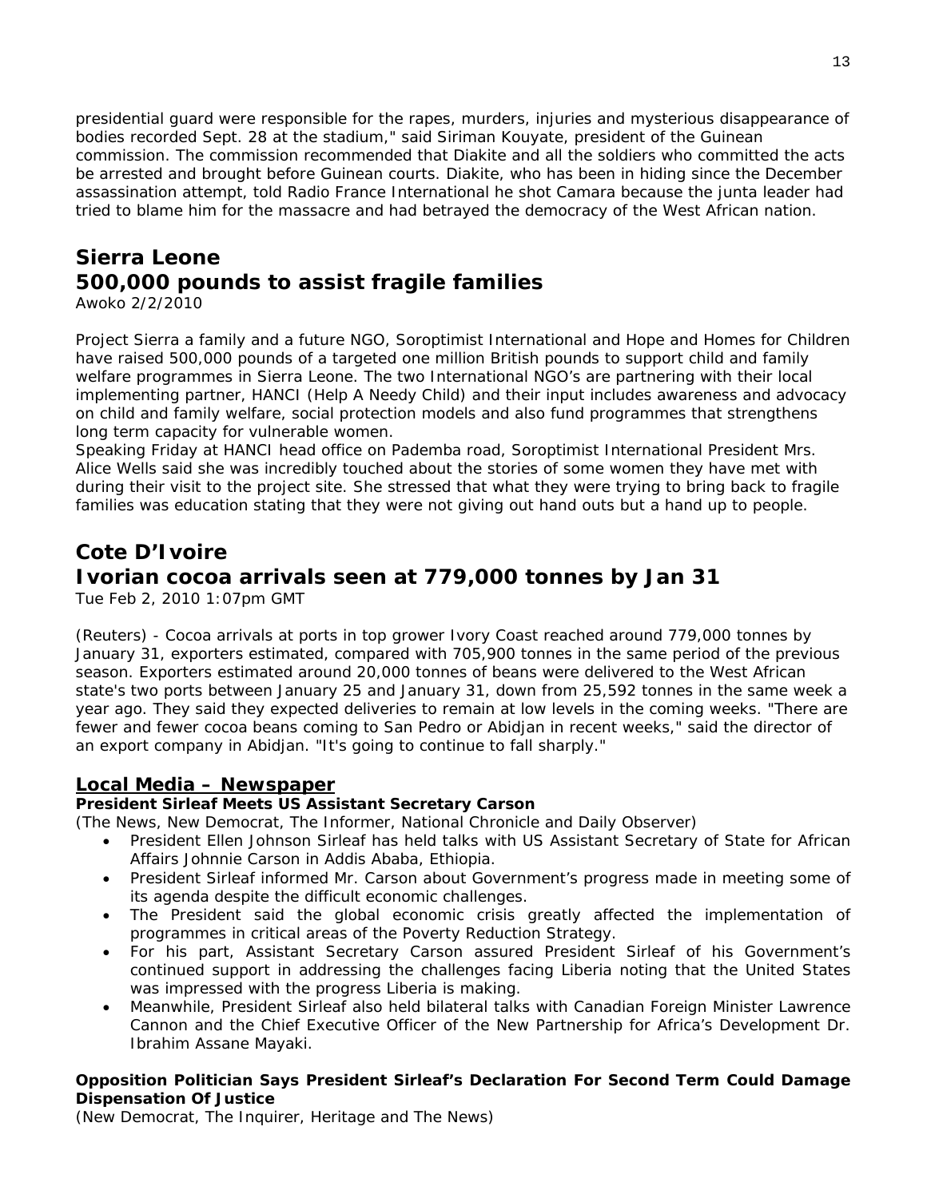presidential guard were responsible for the rapes, murders, injuries and mysterious disappearance of bodies recorded Sept. 28 at the stadium," said Siriman Kouyate, president of the Guinean commission. The commission recommended that Diakite and all the soldiers who committed the acts be arrested and brought before Guinean courts. Diakite, who has been in hiding since the December assassination attempt, told Radio France International he shot Camara because the junta leader had tried to blame him for the massacre and had betrayed the democracy of the West African nation.

## Sierra Leone
## 500,000 pounds to assist fragile families

Awoko 2/2/2010

Project Sierra a family and a future NGO, Soroptimist International and Hope and Homes for Children have raised 500,000 pounds of a targeted one million British pounds to support child and family welfare programmes in Sierra Leone. The two International NGO's are partnering with their local implementing partner, HANCI (Help A Needy Child) and their input includes awareness and advocacy on child and family welfare, social protection models and also fund programmes that strengthens long term capacity for vulnerable women.
Speaking Friday at HANCI head office on Pademba road, Soroptimist International President Mrs. Alice Wells said she was incredibly touched about the stories of some women they have met with during their visit to the project site. She stressed that what they were trying to bring back to fragile families was education stating that they were not giving out hand outs but a hand up to people.

## Cote D'Ivoire
## Ivorian cocoa arrivals seen at 779,000 tonnes by Jan 31

Tue Feb 2, 2010 1:07pm GMT

(Reuters) - Cocoa arrivals at ports in top grower Ivory Coast reached around 779,000 tonnes by January 31, exporters estimated, compared with 705,900 tonnes in the same period of the previous season. Exporters estimated around 20,000 tonnes of beans were delivered to the West African state's two ports between January 25 and January 31, down from 25,592 tonnes in the same week a year ago. They said they expected deliveries to remain at low levels in the coming weeks. "There are fewer and fewer cocoa beans coming to San Pedro or Abidjan in recent weeks," said the director of an export company in Abidjan. "It's going to continue to fall sharply."

## Local Media – Newspaper

**President Sirleaf Meets US Assistant Secretary Carson**
(The News, New Democrat, The Informer, National Chronicle and Daily Observer)

- President Ellen Johnson Sirleaf has held talks with US Assistant Secretary of State for African Affairs Johnnie Carson in Addis Ababa, Ethiopia.
- President Sirleaf informed Mr. Carson about Government's progress made in meeting some of its agenda despite the difficult economic challenges.
- The President said the global economic crisis greatly affected the implementation of programmes in critical areas of the Poverty Reduction Strategy.
- For his part, Assistant Secretary Carson assured President Sirleaf of his Government's continued support in addressing the challenges facing Liberia noting that the United States was impressed with the progress Liberia is making.
- Meanwhile, President Sirleaf also held bilateral talks with Canadian Foreign Minister Lawrence Cannon and the Chief Executive Officer of the New Partnership for Africa's Development Dr. Ibrahim Assane Mayaki.

**Opposition Politician Says President Sirleaf's Declaration For Second Term Could Damage Dispensation Of Justice**
(New Democrat, The Inquirer, Heritage and The News)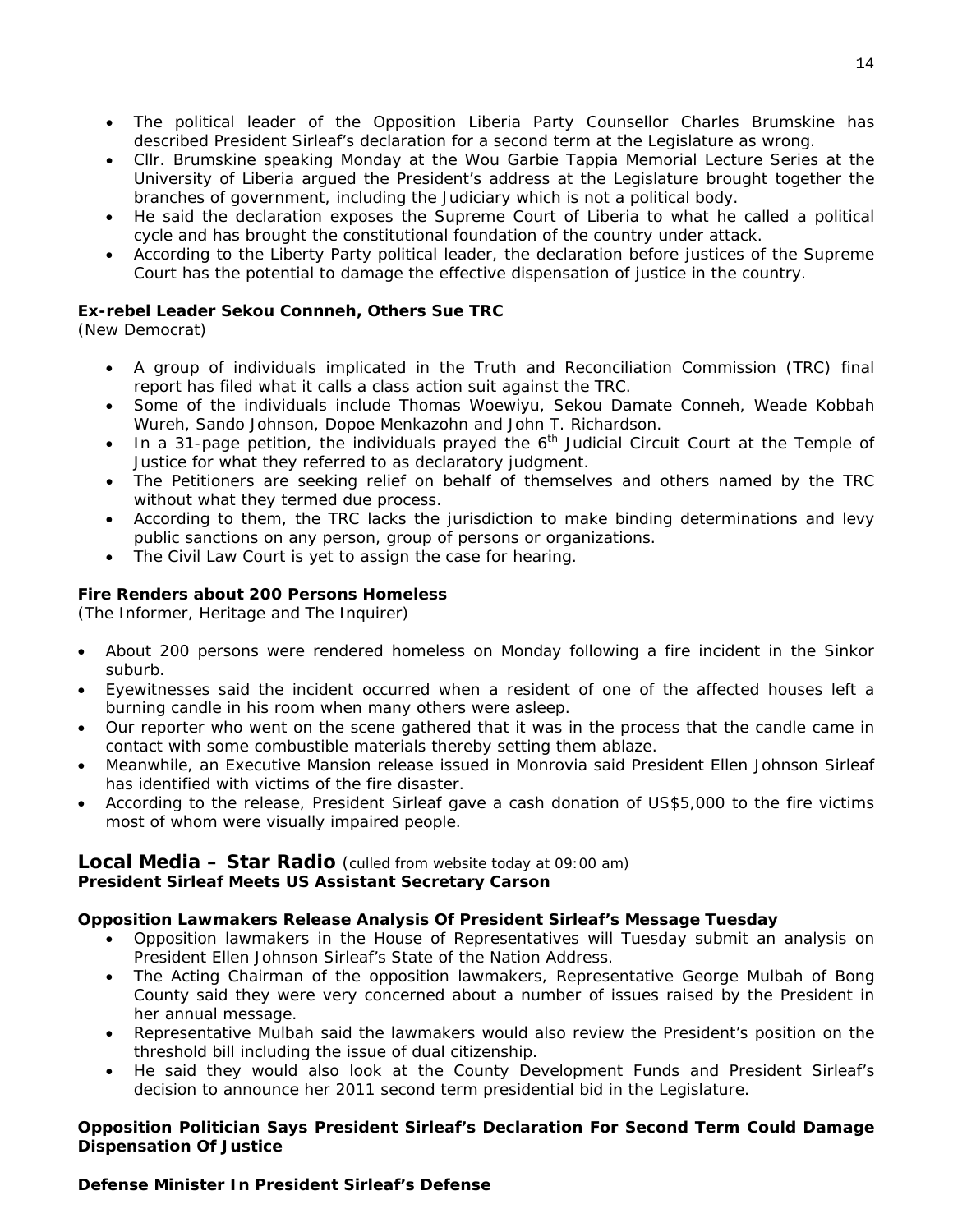- The political leader of the Opposition Liberia Party Counsellor Charles Brumskine has described President Sirleaf's declaration for a second term at the Legislature as wrong.
- Cllr. Brumskine speaking Monday at the Wou Garbie Tappia Memorial Lecture Series at the University of Liberia argued the President's address at the Legislature brought together the branches of government, including the Judiciary which is not a political body.
- He said the declaration exposes the Supreme Court of Liberia to what he called a political cycle and has brought the constitutional foundation of the country under attack.
- According to the Liberty Party political leader, the declaration before justices of the Supreme Court has the potential to damage the effective dispensation of justice in the country.

**Ex-rebel Leader Sekou Connneh, Others Sue TRC**
(New Democrat)

- A group of individuals implicated in the Truth and Reconciliation Commission (TRC) final report has filed what it calls a class action suit against the TRC.
- Some of the individuals include Thomas Woewiyu, Sekou Damate Conneh, Weade Kobbah Wureh, Sando Johnson, Dopoe Menkazohn and John T. Richardson.
- In a 31-page petition, the individuals prayed the 6th Judicial Circuit Court at the Temple of Justice for what they referred to as declaratory judgment.
- The Petitioners are seeking relief on behalf of themselves and others named by the TRC without what they termed due process.
- According to them, the TRC lacks the jurisdiction to make binding determinations and levy public sanctions on any person, group of persons or organizations.
- The Civil Law Court is yet to assign the case for hearing.

**Fire Renders about 200 Persons Homeless**
(The Informer, Heritage and The Inquirer)

- About 200 persons were rendered homeless on Monday following a fire incident in the Sinkor suburb.
- Eyewitnesses said the incident occurred when a resident of one of the affected houses left a burning candle in his room when many others were asleep.
- Our reporter who went on the scene gathered that it was in the process that the candle came in contact with some combustible materials thereby setting them ablaze.
- Meanwhile, an Executive Mansion release issued in Monrovia said President Ellen Johnson Sirleaf has identified with victims of the fire disaster.
- According to the release, President Sirleaf gave a cash donation of US$5,000 to the fire victims most of whom were visually impaired people.

## Local Media – Star Radio (culled from website today at 09:00 am)

**President Sirleaf Meets US Assistant Secretary Carson**

**Opposition Lawmakers Release Analysis Of President Sirleaf's Message Tuesday**

- Opposition lawmakers in the House of Representatives will Tuesday submit an analysis on President Ellen Johnson Sirleaf's State of the Nation Address.
- The Acting Chairman of the opposition lawmakers, Representative George Mulbah of Bong County said they were very concerned about a number of issues raised by the President in her annual message.
- Representative Mulbah said the lawmakers would also review the President's position on the threshold bill including the issue of dual citizenship.
- He said they would also look at the County Development Funds and President Sirleaf's decision to announce her 2011 second term presidential bid in the Legislature.

**Opposition Politician Says President Sirleaf's Declaration For Second Term Could Damage Dispensation Of Justice**

**Defense Minister In President Sirleaf's Defense**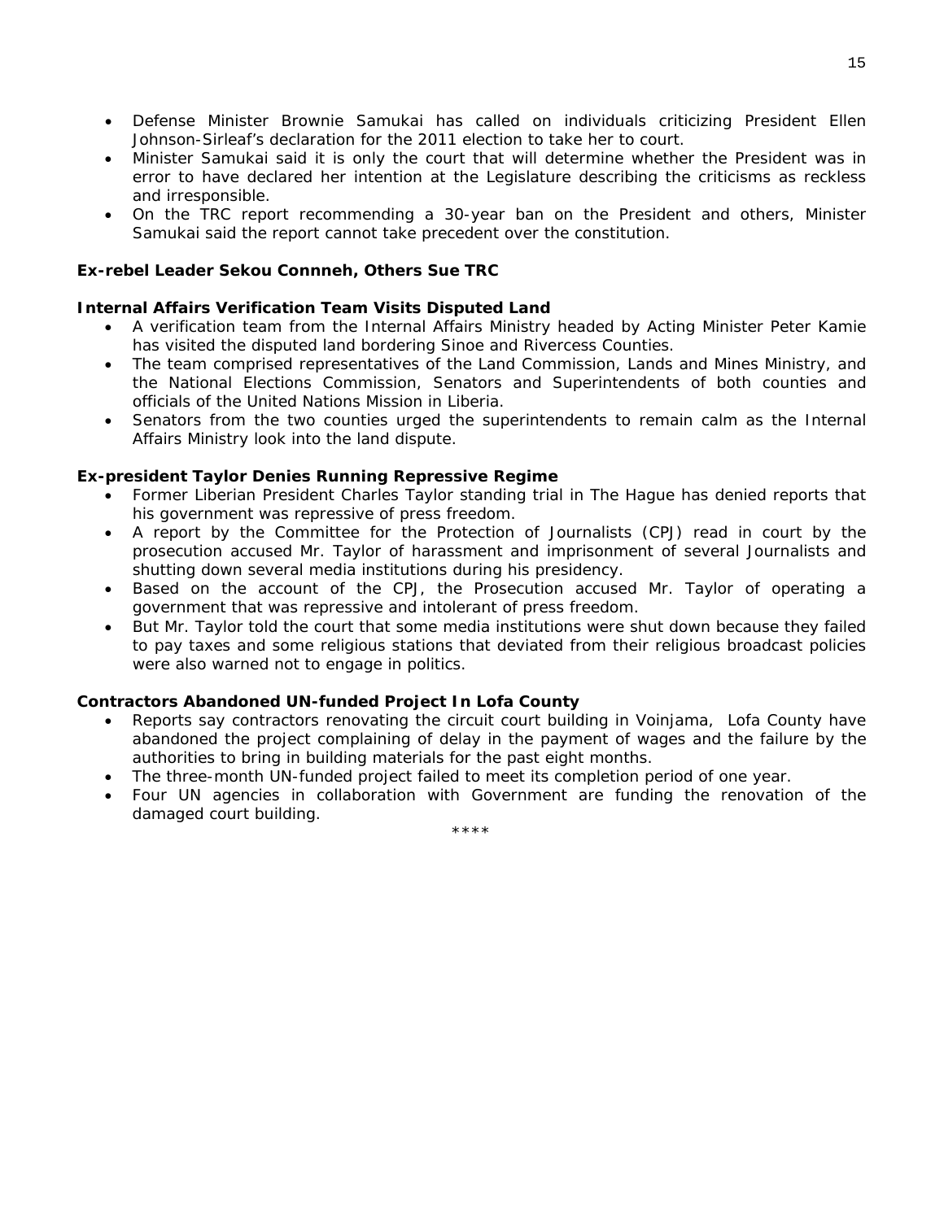- Defense Minister Brownie Samukai has called on individuals criticizing President Ellen Johnson-Sirleaf's declaration for the 2011 election to take her to court.
- Minister Samukai said it is only the court that will determine whether the President was in error to have declared her intention at the Legislature describing the criticisms as reckless and irresponsible.
- On the TRC report recommending a 30-year ban on the President and others, Minister Samukai said the report cannot take precedent over the constitution.

**Ex-rebel Leader Sekou Connneh, Others Sue TRC**

**Internal Affairs Verification Team Visits Disputed Land**

- A verification team from the Internal Affairs Ministry headed by Acting Minister Peter Kamie has visited the disputed land bordering Sinoe and Rivercess Counties.
- The team comprised representatives of the Land Commission, Lands and Mines Ministry, and the National Elections Commission, Senators and Superintendents of both counties and officials of the United Nations Mission in Liberia.
- Senators from the two counties urged the superintendents to remain calm as the Internal Affairs Ministry look into the land dispute.

**Ex-president Taylor Denies Running Repressive Regime**

- Former Liberian President Charles Taylor standing trial in The Hague has denied reports that his government was repressive of press freedom.
- A report by the Committee for the Protection of Journalists (CPJ) read in court by the prosecution accused Mr. Taylor of harassment and imprisonment of several Journalists and shutting down several media institutions during his presidency.
- Based on the account of the CPJ, the Prosecution accused Mr. Taylor of operating a government that was repressive and intolerant of press freedom.
- But Mr. Taylor told the court that some media institutions were shut down because they failed to pay taxes and some religious stations that deviated from their religious broadcast policies were also warned not to engage in politics.

**Contractors Abandoned UN-funded Project In Lofa County**

- Reports say contractors renovating the circuit court building in Voinjama, Lofa County have abandoned the project complaining of delay in the payment of wages and the failure by the authorities to bring in building materials for the past eight months.
- The three-month UN-funded project failed to meet its completion period of one year.
- Four UN agencies in collaboration with Government are funding the renovation of the damaged court building.

****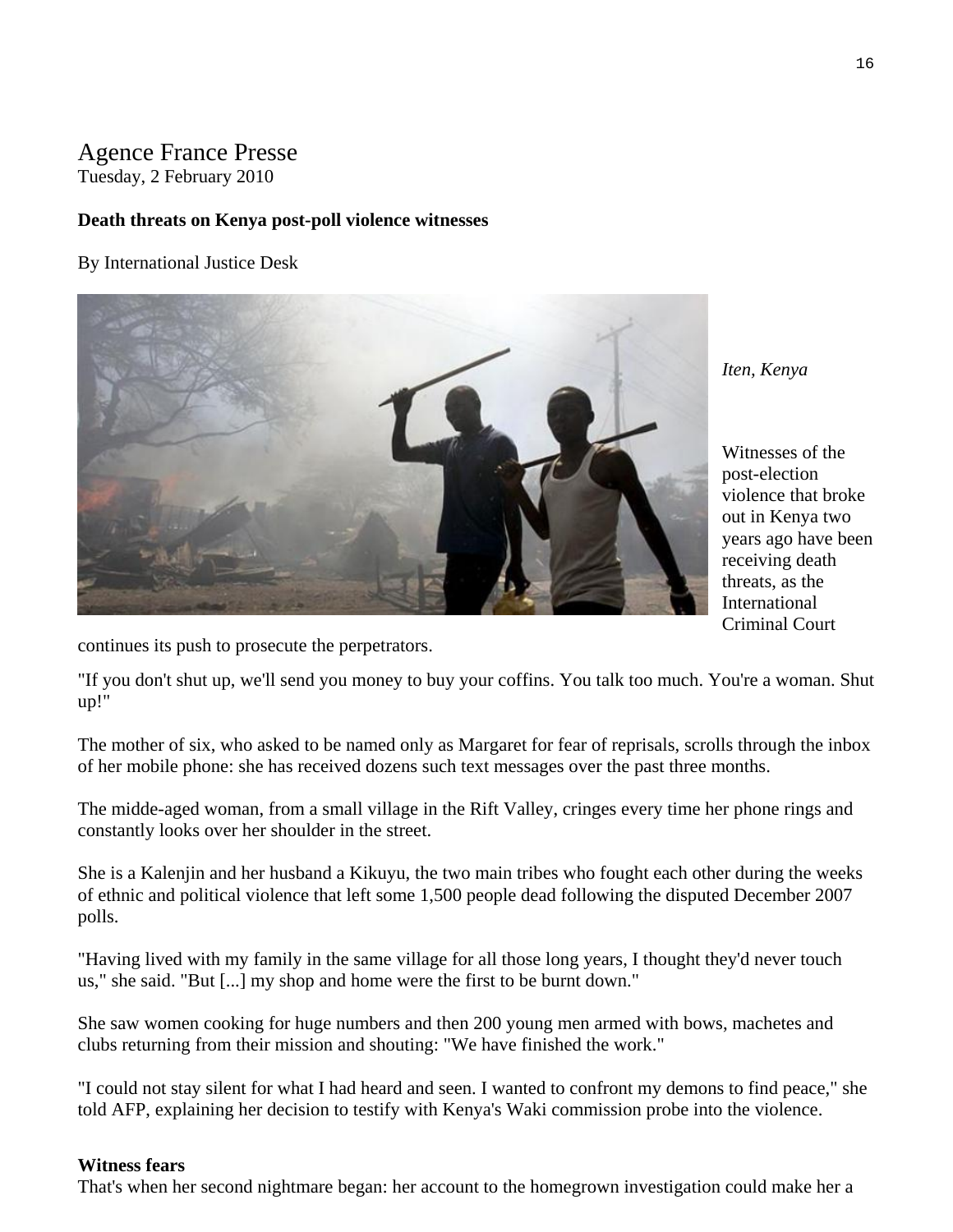# Agence France Presse

Tuesday, 2 February 2010

**Death threats on Kenya post-poll violence witnesses**

By International Justice Desk

*Iten, Kenya*

Witnesses of the post-election violence that broke out in Kenya two years ago have been receiving death threats, as the International Criminal Court continues its push to prosecute the perpetrators.

"If you don't shut up, we'll send you money to buy your coffins. You talk too much. You're a woman. Shut up!"

The mother of six, who asked to be named only as Margaret for fear of reprisals, scrolls through the inbox of her mobile phone: she has received dozens such text messages over the past three months.

The midde-aged woman, from a small village in the Rift Valley, cringes every time her phone rings and constantly looks over her shoulder in the street.

She is a Kalenjin and her husband a Kikuyu, the two main tribes who fought each other during the weeks of ethnic and political violence that left some 1,500 people dead following the disputed December 2007 polls.

"Having lived with my family in the same village for all those long years, I thought they'd never touch us," she said. "But [...] my shop and home were the first to be burnt down."

She saw women cooking for huge numbers and then 200 young men armed with bows, machetes and clubs returning from their mission and shouting: "We have finished the work."

"I could not stay silent for what I had heard and seen. I wanted to confront my demons to find peace," she told AFP, explaining her decision to testify with Kenya's Waki commission probe into the violence.

**Witness fears**

That's when her second nightmare began: her account to the homegrown investigation could make her a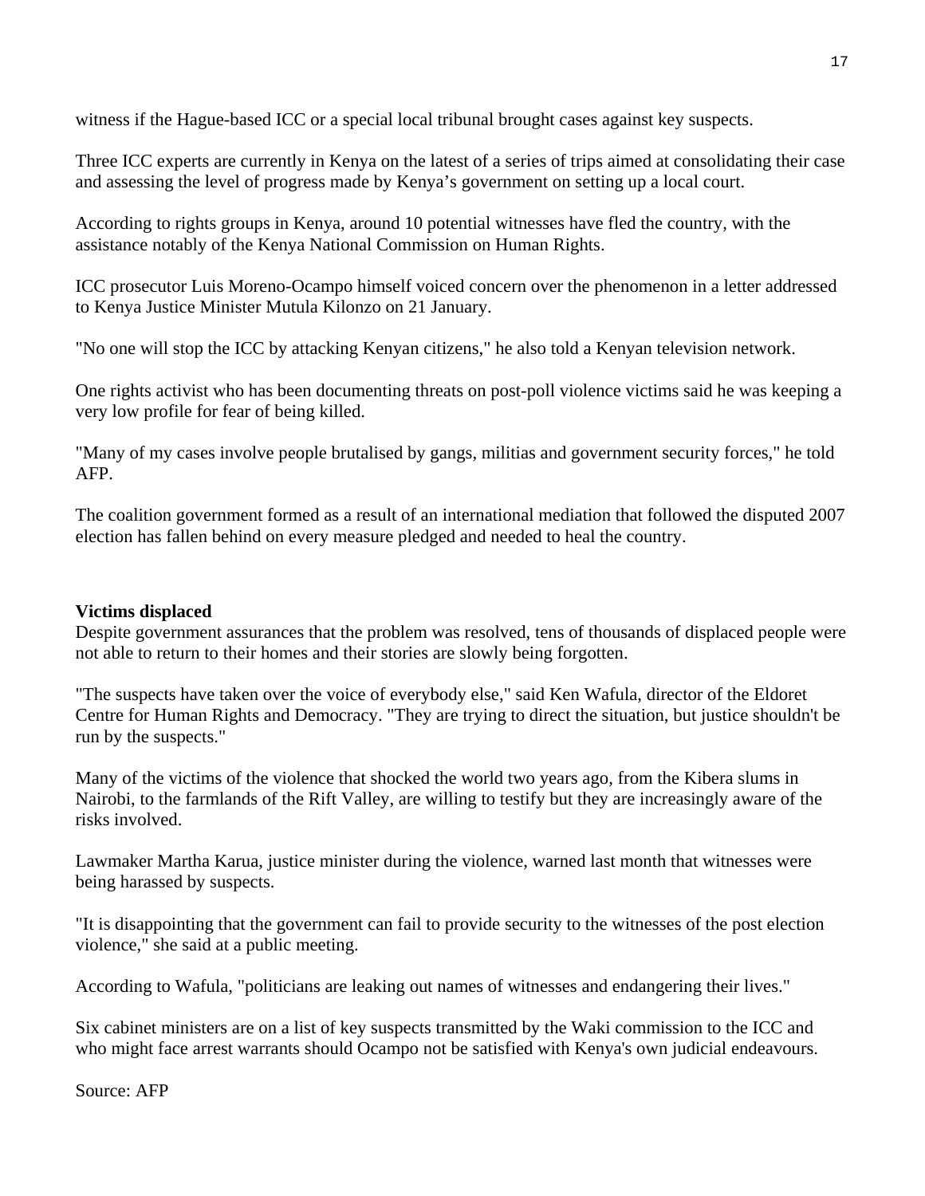witness if the Hague-based ICC or a special local tribunal brought cases against key suspects.

Three ICC experts are currently in Kenya on the latest of a series of trips aimed at consolidating their case and assessing the level of progress made by Kenya's government on setting up a local court.

According to rights groups in Kenya, around 10 potential witnesses have fled the country, with the assistance notably of the Kenya National Commission on Human Rights.

ICC prosecutor Luis Moreno-Ocampo himself voiced concern over the phenomenon in a letter addressed to Kenya Justice Minister Mutula Kilonzo on 21 January.

"No one will stop the ICC by attacking Kenyan citizens," he also told a Kenyan television network.

One rights activist who has been documenting threats on post-poll violence victims said he was keeping a very low profile for fear of being killed.

"Many of my cases involve people brutalised by gangs, militias and government security forces," he told AFP.

The coalition government formed as a result of an international mediation that followed the disputed 2007 election has fallen behind on every measure pledged and needed to heal the country.

**Victims displaced**

Despite government assurances that the problem was resolved, tens of thousands of displaced people were not able to return to their homes and their stories are slowly being forgotten.

"The suspects have taken over the voice of everybody else," said Ken Wafula, director of the Eldoret Centre for Human Rights and Democracy. "They are trying to direct the situation, but justice shouldn't be run by the suspects."

Many of the victims of the violence that shocked the world two years ago, from the Kibera slums in Nairobi, to the farmlands of the Rift Valley, are willing to testify but they are increasingly aware of the risks involved.

Lawmaker Martha Karua, justice minister during the violence, warned last month that witnesses were being harassed by suspects.

"It is disappointing that the government can fail to provide security to the witnesses of the post election violence," she said at a public meeting.

According to Wafula, "politicians are leaking out names of witnesses and endangering their lives."

Six cabinet ministers are on a list of key suspects transmitted by the Waki commission to the ICC and who might face arrest warrants should Ocampo not be satisfied with Kenya's own judicial endeavours.

Source: AFP